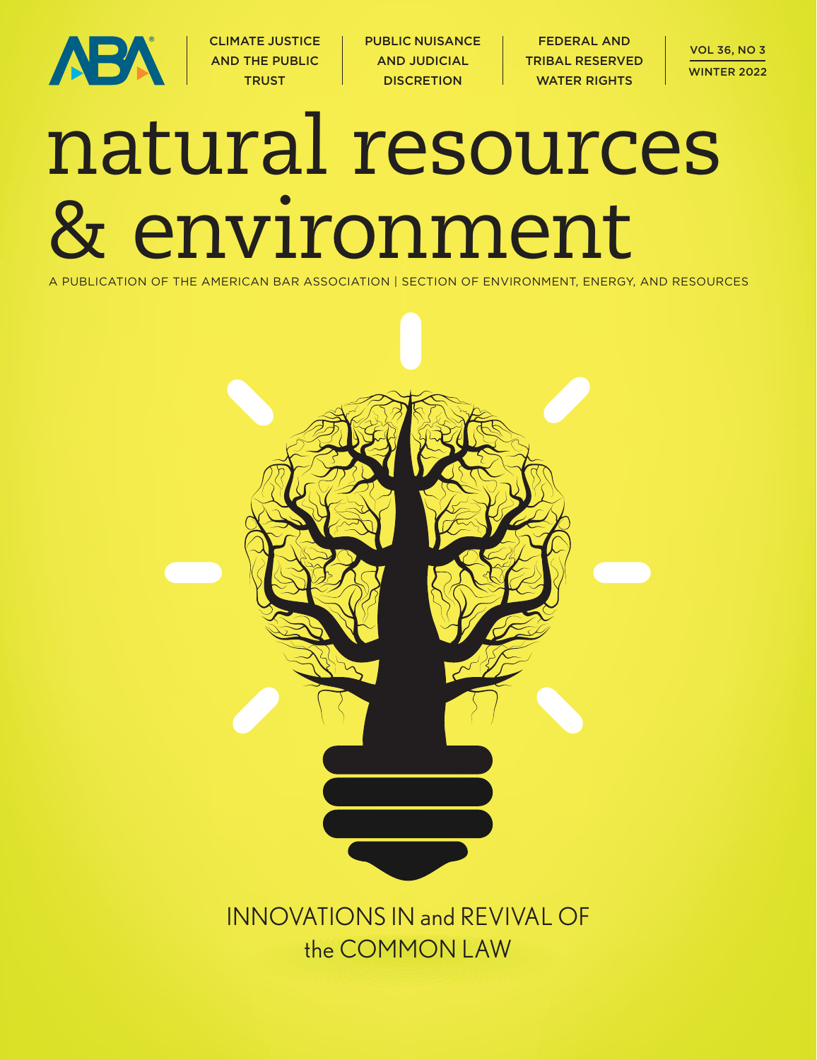ABA

CLIMATE JUSTICE AND THE PUBLIC TRUST

PUBLIC NUISANCE AND JUDICIAL DISCRETION

FEDERAL AND TRIBAL RESERVED WATER RIGHTS

VOL 36, NO 3

WINTER 2022

# natural resources & environment

A PUBLICATION OF THE AMERICAN BAR ASSOCIATION | SECTION OF ENVIRONMENT, ENERGY, AND RESOURCES

## INNOVATIONS IN and REVIVAL OF the COMMON LAW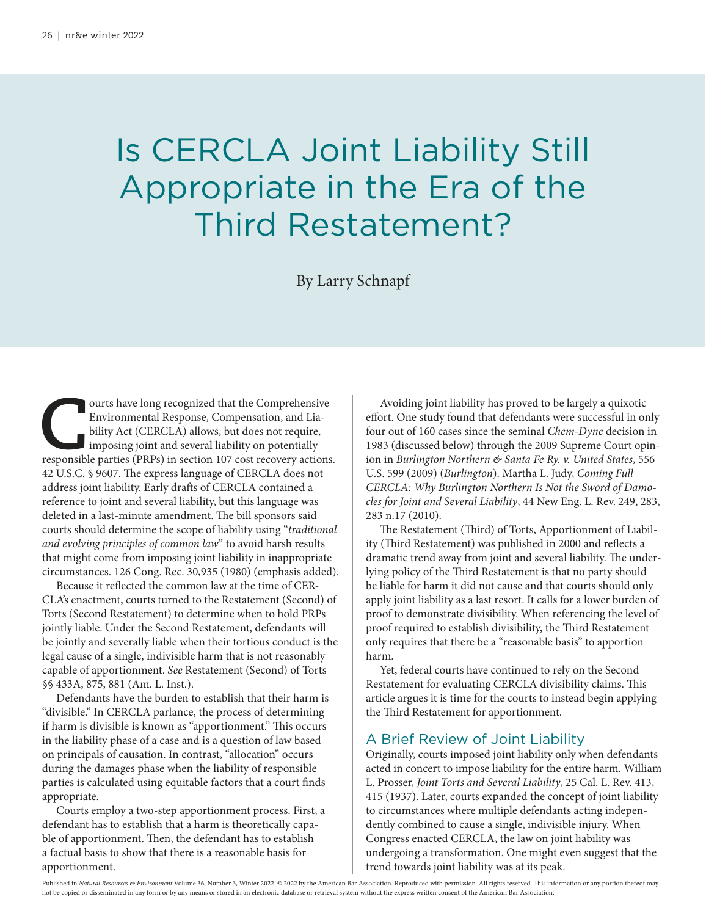# Is CERCLA Joint Liability Still Appropriate in the Era of the Third Restatement?

By Larry Schnapf

Courts have long recognized that the Comprehensive Environmental Response, Compensation, and Liability Act (CERCLA) allows, but does not require, imposing joint and several liability on potentially responsible parties (PRPs) in section 107 cost recovery actions. 42 U.S.C. § 9607. The express language of CERCLA does not address joint liability. Early drafts of CERCLA contained a reference to joint and several liability, but this language was deleted in a last-minute amendment. The bill sponsors said courts should determine the scope of liability using "*traditional and evolving principles of common law*" to avoid harsh results that might come from imposing joint liability in inappropriate circumstances. 126 Cong. Rec. 30,935 (1980) (emphasis added).

Because it reflected the common law at the time of CERCLA's enactment, courts turned to the Restatement (Second) of Torts (Second Restatement) to determine when to hold PRPs jointly liable. Under the Second Restatement, defendants will be jointly and severally liable when their tortious conduct is the legal cause of a single, indivisible harm that is not reasonably capable of apportionment. *See* Restatement (Second) of Torts §§ 433A, 875, 881 (Am. L. Inst.).

Defendants have the burden to establish that their harm is "divisible." In CERCLA parlance, the process of determining if harm is divisible is known as "apportionment." This occurs in the liability phase of a case and is a question of law based on principals of causation. In contrast, "allocation" occurs during the damages phase when the liability of responsible parties is calculated using equitable factors that a court finds appropriate.

Courts employ a two-step apportionment process. First, a defendant has to establish that a harm is theoretically capable of apportionment. Then, the defendant has to establish a factual basis to show that there is a reasonable basis for apportionment.

Avoiding joint liability has proved to be largely a quixotic effort. One study found that defendants were successful in only four out of 160 cases since the seminal *Chem-Dyne* decision in 1983 (discussed below) through the 2009 Supreme Court opinion in *Burlington Northern & Santa Fe Ry. v. United States*, 556 U.S. 599 (2009) (*Burlington*). Martha L. Judy, *Coming Full CERCLA: Why Burlington Northern Is Not the Sword of Damocles for Joint and Several Liability*, 44 New Eng. L. Rev. 249, 283, 283 n.17 (2010).

The Restatement (Third) of Torts, Apportionment of Liability (Third Restatement) was published in 2000 and reflects a dramatic trend away from joint and several liability. The underlying policy of the Third Restatement is that no party should be liable for harm it did not cause and that courts should only apply joint liability as a last resort. It calls for a lower burden of proof to demonstrate divisibility. When referencing the level of proof required to establish divisibility, the Third Restatement only requires that there be a "reasonable basis" to apportion harm.

Yet, federal courts have continued to rely on the Second Restatement for evaluating CERCLA divisibility claims. This article argues it is time for the courts to instead begin applying the Third Restatement for apportionment.

## A Brief Review of Joint Liability

Originally, courts imposed joint liability only when defendants acted in concert to impose liability for the entire harm. William L. Prosser, *Joint Torts and Several Liability*, 25 Cal. L. Rev. 413, 415 (1937). Later, courts expanded the concept of joint liability to circumstances where multiple defendants acting independently combined to cause a single, indivisible injury. When Congress enacted CERCLA, the law on joint liability was undergoing a transformation. One might even suggest that the trend towards joint liability was at its peak.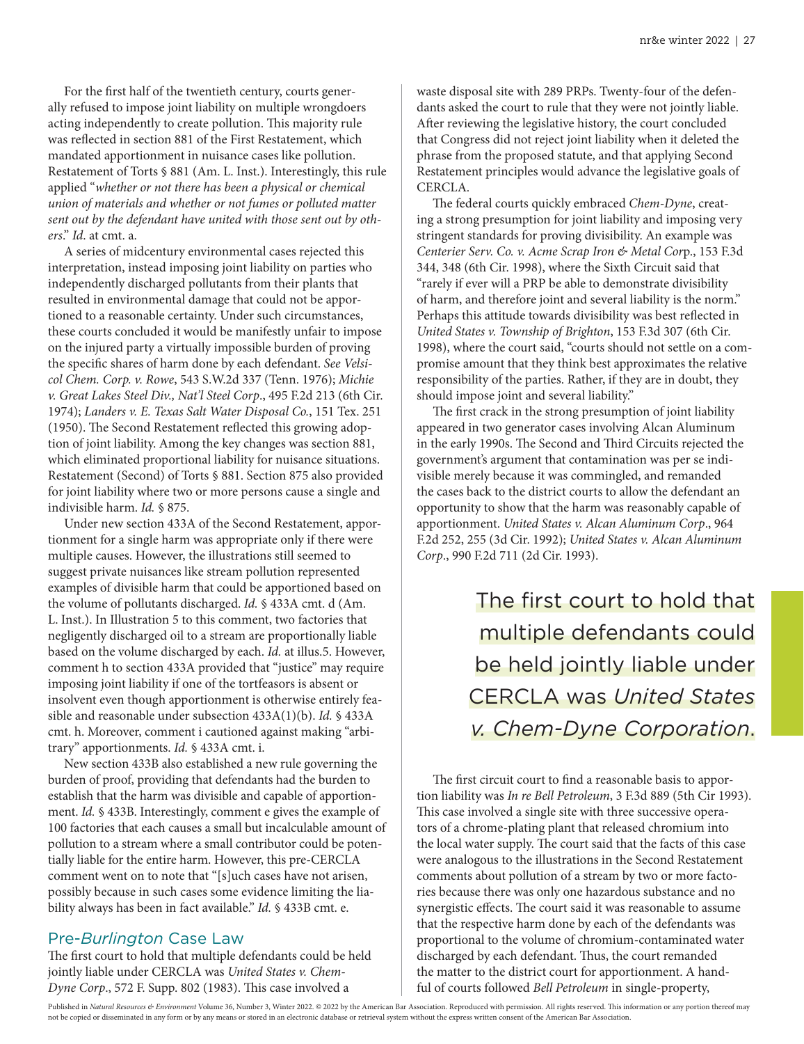For the first half of the twentieth century, courts generally refused to impose joint liability on multiple wrongdoers acting independently to create pollution. This majority rule was reflected in section 881 of the First Restatement, which mandated apportionment in nuisance cases like pollution. Restatement of Torts § 881 (Am. L. Inst.). Interestingly, this rule applied "*whether or not there has been a physical or chemical union of materials and whether or not fumes or polluted matter sent out by the defendant have united with those sent out by others*." *Id*. at cmt. a.

A series of midcentury environmental cases rejected this interpretation, instead imposing joint liability on parties who independently discharged pollutants from their plants that resulted in environmental damage that could not be apportioned to a reasonable certainty. Under such circumstances, these courts concluded it would be manifestly unfair to impose on the injured party a virtually impossible burden of proving the specific shares of harm done by each defendant. *See Velsicol Chem. Corp. v. Rowe*, 543 S.W.2d 337 (Tenn. 1976); *Michie v. Great Lakes Steel Div., Nat'l Steel Corp*., 495 F.2d 213 (6th Cir. 1974); *Landers v. E. Texas Salt Water Disposal Co.*, 151 Tex. 251 (1950). The Second Restatement reflected this growing adoption of joint liability. Among the key changes was section 881, which eliminated proportional liability for nuisance situations. Restatement (Second) of Torts § 881. Section 875 also provided for joint liability where two or more persons cause a single and indivisible harm. *Id.* § 875.

Under new section 433A of the Second Restatement, apportionment for a single harm was appropriate only if there were multiple causes. However, the illustrations still seemed to suggest private nuisances like stream pollution represented examples of divisible harm that could be apportioned based on the volume of pollutants discharged. *Id.* § 433A cmt. d (Am. L. Inst.). In Illustration 5 to this comment, two factories that negligently discharged oil to a stream are proportionally liable based on the volume discharged by each. *Id.* at illus.5. However, comment h to section 433A provided that "justice" may require imposing joint liability if one of the tortfeasors is absent or insolvent even though apportionment is otherwise entirely feasible and reasonable under subsection 433A(1)(b). *Id.* § 433A cmt. h. Moreover, comment i cautioned against making "arbitrary" apportionments. *Id.* § 433A cmt. i.

New section 433B also established a new rule governing the burden of proof, providing that defendants had the burden to establish that the harm was divisible and capable of apportionment. *Id.* § 433B. Interestingly, comment e gives the example of 100 factories that each causes a small but incalculable amount of pollution to a stream where a small contributor could be potentially liable for the entire harm. However, this pre-CERCLA comment went on to note that "[s]uch cases have not arisen, possibly because in such cases some evidence limiting the liability always has been in fact available." *Id.* § 433B cmt. e.

## Pre-*Burlington* Case Law

The first court to hold that multiple defendants could be held jointly liable under CERCLA was *United States v. Chem-Dyne Corp*., 572 F. Supp. 802 (1983). This case involved a waste disposal site with 289 PRPs. Twenty-four of the defendants asked the court to rule that they were not jointly liable. After reviewing the legislative history, the court concluded that Congress did not reject joint liability when it deleted the phrase from the proposed statute, and that applying Second Restatement principles would advance the legislative goals of CERCLA.

The federal courts quickly embraced *Chem-Dyne*, creating a strong presumption for joint liability and imposing very stringent standards for proving divisibility. An example was *Centerier Serv. Co. v. Acme Scrap Iron & Metal Corp*., 153 F.3d 344, 348 (6th Cir. 1998), where the Sixth Circuit said that "rarely if ever will a PRP be able to demonstrate divisibility of harm, and therefore joint and several liability is the norm." Perhaps this attitude towards divisibility was best reflected in *United States v. Township of Brighton*, 153 F.3d 307 (6th Cir. 1998), where the court said, "courts should not settle on a compromise amount that they think best approximates the relative responsibility of the parties. Rather, if they are in doubt, they should impose joint and several liability."

The first crack in the strong presumption of joint liability appeared in two generator cases involving Alcan Aluminum in the early 1990s. The Second and Third Circuits rejected the government's argument that contamination was per se indivisible merely because it was commingled, and remanded the cases back to the district courts to allow the defendant an opportunity to show that the harm was reasonably capable of apportionment. *United States v. Alcan Aluminum Corp*., 964 F.2d 252, 255 (3d Cir. 1992); *United States v. Alcan Aluminum Corp*., 990 F.2d 711 (2d Cir. 1993).

> The first court to hold that multiple defendants could be held jointly liable under CERCLA was *United States v. Chem-Dyne Corporation*.

The first circuit court to find a reasonable basis to apportion liability was *In re Bell Petroleum*, 3 F.3d 889 (5th Cir 1993). This case involved a single site with three successive operators of a chrome-plating plant that released chromium into the local water supply. The court said that the facts of this case were analogous to the illustrations in the Second Restatement comments about pollution of a stream by two or more factories because there was only one hazardous substance and no synergistic effects. The court said it was reasonable to assume that the respective harm done by each of the defendants was proportional to the volume of chromium-contaminated water discharged by each defendant. Thus, the court remanded the matter to the district court for apportionment. A handful of courts followed *Bell Petroleum* in single-property,

Published in *Natural Resources & Environment* Volume 36, Number 3, Winter 2022. © 2022 by the American Bar Association. Reproduced with permission. All rights reserved. This information or any portion thereof may not be copied or disseminated in any form or by any means or stored in an electronic database or retrieval system without the express written consent of the American Bar Association.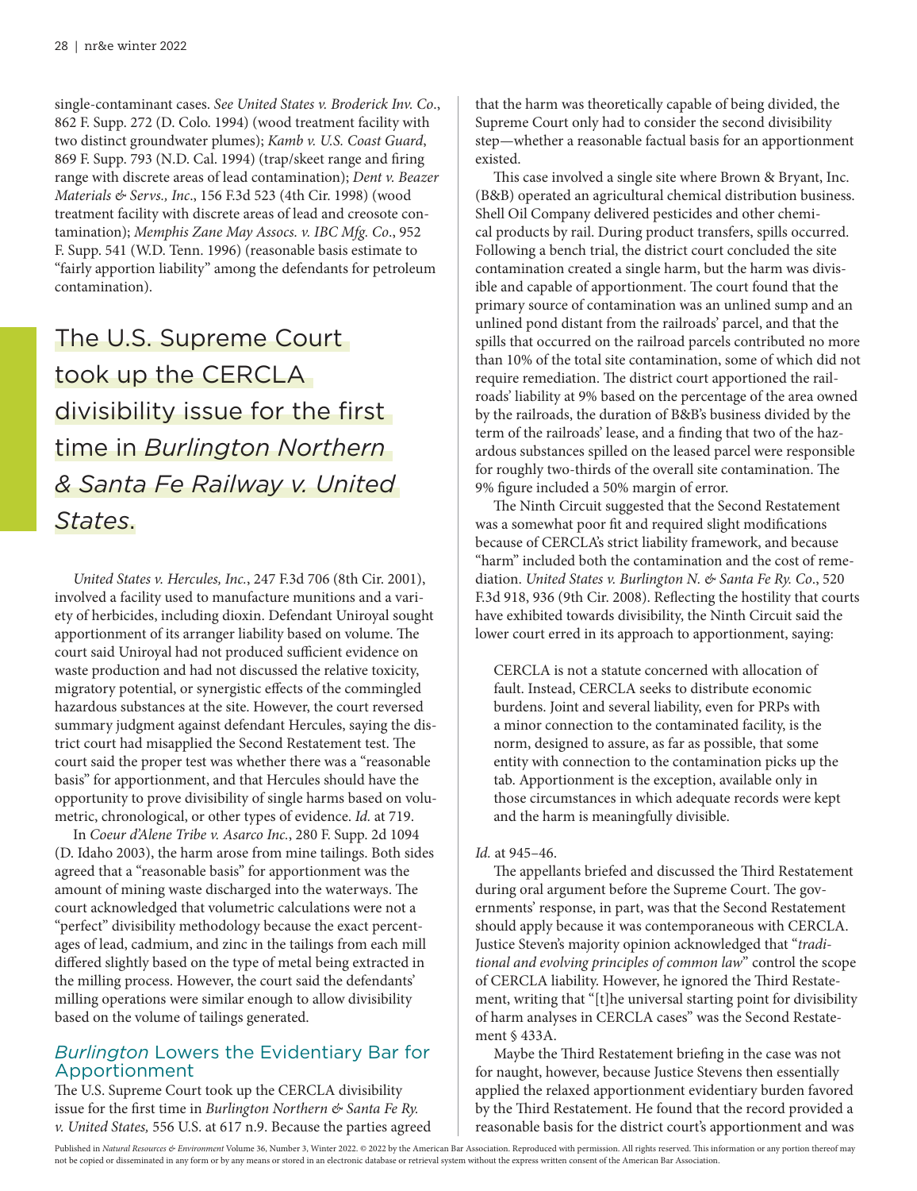single-contaminant cases. *See United States v. Broderick Inv. Co*., 862 F. Supp. 272 (D. Colo. 1994) (wood treatment facility with two distinct groundwater plumes); *Kamb v. U.S. Coast Guard*, 869 F. Supp. 793 (N.D. Cal. 1994) (trap/skeet range and firing range with discrete areas of lead contamination); *Dent v. Beazer Materials & Servs., Inc*., 156 F.3d 523 (4th Cir. 1998) (wood treatment facility with discrete areas of lead and creosote contamination); *Memphis Zane May Assocs. v. IBC Mfg. Co*., 952 F. Supp. 541 (W.D. Tenn. 1996) (reasonable basis estimate to "fairly apportion liability" among the defendants for petroleum contamination).

> The U.S. Supreme Court took up the CERCLA divisibility issue for the first time in *Burlington Northern & Santa Fe Railway v. United States*.

*United States v. Hercules, Inc.*, 247 F.3d 706 (8th Cir. 2001), involved a facility used to manufacture munitions and a variety of herbicides, including dioxin. Defendant Uniroyal sought apportionment of its arranger liability based on volume. The court said Uniroyal had not produced sufficient evidence on waste production and had not discussed the relative toxicity, migratory potential, or synergistic effects of the commingled hazardous substances at the site. However, the court reversed summary judgment against defendant Hercules, saying the district court had misapplied the Second Restatement test. The court said the proper test was whether there was a "reasonable basis" for apportionment, and that Hercules should have the opportunity to prove divisibility of single harms based on volumetric, chronological, or other types of evidence. *Id.* at 719.

In *Coeur d'Alene Tribe v. Asarco Inc.*, 280 F. Supp. 2d 1094 (D. Idaho 2003), the harm arose from mine tailings. Both sides agreed that a "reasonable basis" for apportionment was the amount of mining waste discharged into the waterways. The court acknowledged that volumetric calculations were not a "perfect" divisibility methodology because the exact percentages of lead, cadmium, and zinc in the tailings from each mill differed slightly based on the type of metal being extracted in the milling process. However, the court said the defendants' milling operations were similar enough to allow divisibility based on the volume of tailings generated.

## *Burlington* Lowers the Evidentiary Bar for Apportionment

The U.S. Supreme Court took up the CERCLA divisibility issue for the first time in *Burlington Northern & Santa Fe Ry. v. United States,* 556 U.S. at 617 n.9. Because the parties agreed that the harm was theoretically capable of being divided, the Supreme Court only had to consider the second divisibility step—whether a reasonable factual basis for an apportionment existed.

This case involved a single site where Brown & Bryant, Inc. (B&B) operated an agricultural chemical distribution business. Shell Oil Company delivered pesticides and other chemical products by rail. During product transfers, spills occurred. Following a bench trial, the district court concluded the site contamination created a single harm, but the harm was divisible and capable of apportionment. The court found that the primary source of contamination was an unlined sump and an unlined pond distant from the railroads' parcel, and that the spills that occurred on the railroad parcels contributed no more than 10% of the total site contamination, some of which did not require remediation. The district court apportioned the railroads' liability at 9% based on the percentage of the area owned by the railroads, the duration of B&B's business divided by the term of the railroads' lease, and a finding that two of the hazardous substances spilled on the leased parcel were responsible for roughly two-thirds of the overall site contamination. The 9% figure included a 50% margin of error.

The Ninth Circuit suggested that the Second Restatement was a somewhat poor fit and required slight modifications because of CERCLA's strict liability framework, and because "harm" included both the contamination and the cost of remediation. *United States v. Burlington N. & Santa Fe Ry. Co*., 520 F.3d 918, 936 (9th Cir. 2008). Reflecting the hostility that courts have exhibited towards divisibility, the Ninth Circuit said the lower court erred in its approach to apportionment, saying:

> CERCLA is not a statute concerned with allocation of fault. Instead, CERCLA seeks to distribute economic burdens. Joint and several liability, even for PRPs with a minor connection to the contaminated facility, is the norm, designed to assure, as far as possible, that some entity with connection to the contamination picks up the tab. Apportionment is the exception, available only in those circumstances in which adequate records were kept and the harm is meaningfully divisible.

*Id.* at 945–46.

The appellants briefed and discussed the Third Restatement during oral argument before the Supreme Court. The governments' response, in part, was that the Second Restatement should apply because it was contemporaneous with CERCLA. Justice Steven's majority opinion acknowledged that "*traditional and evolving principles of common law*" control the scope of CERCLA liability. However, he ignored the Third Restatement, writing that "[t]he universal starting point for divisibility of harm analyses in CERCLA cases" was the Second Restatement § 433A.

Maybe the Third Restatement briefing in the case was not for naught, however, because Justice Stevens then essentially applied the relaxed apportionment evidentiary burden favored by the Third Restatement. He found that the record provided a reasonable basis for the district court's apportionment and was

Published in *Natural Resources & Environment* Volume 36, Number 3, Winter 2022. © 2022 by the American Bar Association. Reproduced with permission. All rights reserved. This information or any portion thereof may not be copied or disseminated in any form or by any means or stored in an electronic database or retrieval system without the express written consent of the American Bar Association.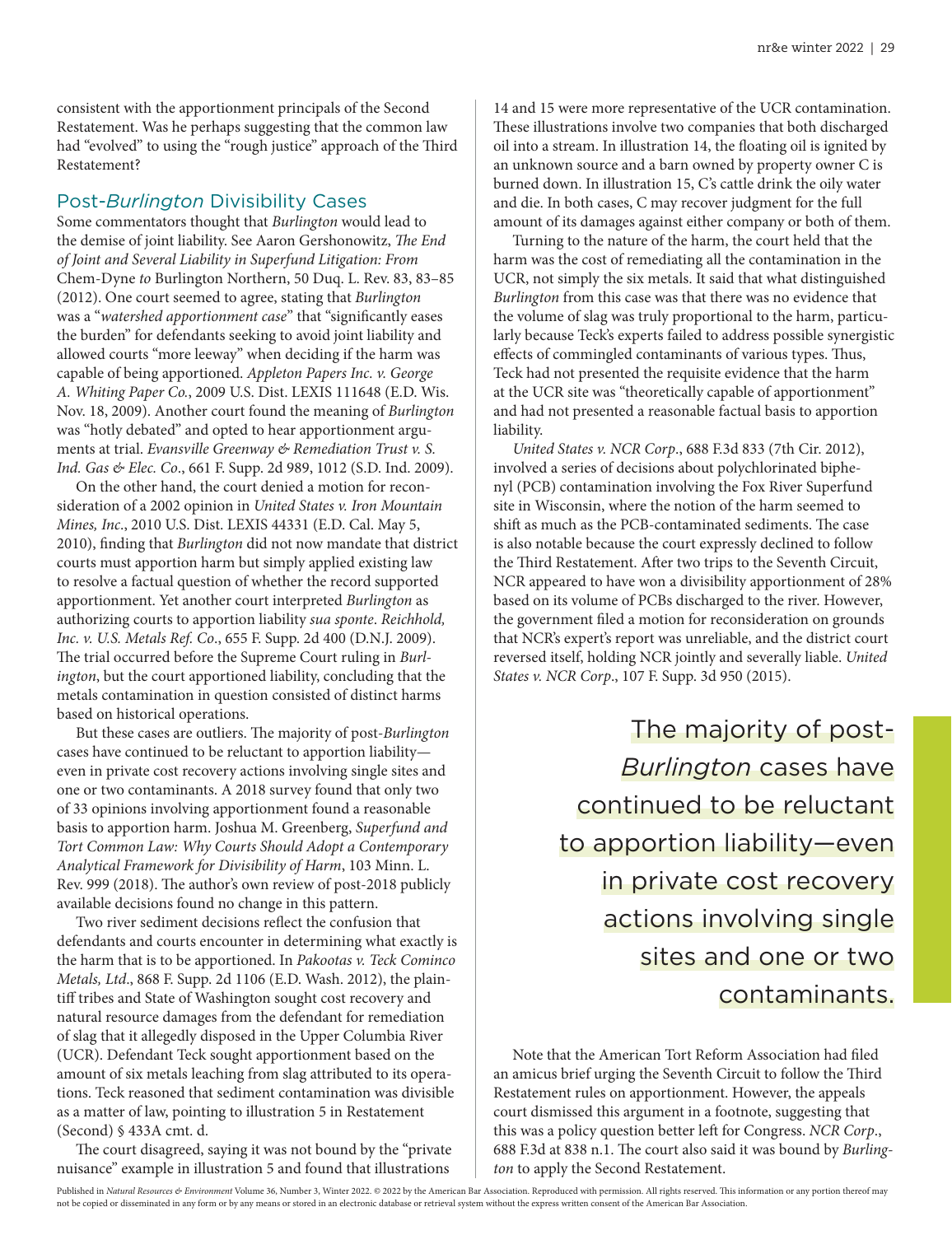consistent with the apportionment principals of the Second Restatement. Was he perhaps suggesting that the common law had "evolved" to using the "rough justice" approach of the Third Restatement?

## Post-*Burlington* Divisibility Cases

Some commentators thought that *Burlington* would lead to the demise of joint liability. See Aaron Gershonowitz, *The End of Joint and Several Liability in Superfund Litigation: From* Chem-Dyne *to* Burlington Northern, 50 Duq. L. Rev. 83, 83–85 (2012). One court seemed to agree, stating that *Burlington* was a "*watershed apportionment case*" that "significantly eases the burden" for defendants seeking to avoid joint liability and allowed courts "more leeway" when deciding if the harm was capable of being apportioned. *Appleton Papers Inc. v. George A. Whiting Paper Co.*, 2009 U.S. Dist. LEXIS 111648 (E.D. Wis. Nov. 18, 2009). Another court found the meaning of *Burlington* was "hotly debated" and opted to hear apportionment arguments at trial. *Evansville Greenway & Remediation Trust v. S. Ind. Gas & Elec. Co.*, 661 F. Supp. 2d 989, 1012 (S.D. Ind. 2009).

On the other hand, the court denied a motion for reconsideration of a 2002 opinion in *United States v. Iron Mountain Mines, Inc.*, 2010 U.S. Dist. LEXIS 44331 (E.D. Cal. May 5, 2010), finding that *Burlington* did not now mandate that district courts must apportion harm but simply applied existing law to resolve a factual question of whether the record supported apportionment. Yet another court interpreted *Burlington* as authorizing courts to apportion liability *sua sponte*. *Reichhold, Inc. v. U.S. Metals Ref. Co*., 655 F. Supp. 2d 400 (D.N.J. 2009). The trial occurred before the Supreme Court ruling in *Burlington*, but the court apportioned liability, concluding that the metals contamination in question consisted of distinct harms based on historical operations.

But these cases are outliers. The majority of post-*Burlington* cases have continued to be reluctant to apportion liability—even in private cost recovery actions involving single sites and one or two contaminants. A 2018 survey found that only two of 33 opinions involving apportionment found a reasonable basis to apportion harm. Joshua M. Greenberg, *Superfund and Tort Common Law: Why Courts Should Adopt a Contemporary Analytical Framework for Divisibility of Harm*, 103 Minn. L. Rev. 999 (2018). The author's own review of post-2018 publicly available decisions found no change in this pattern.

Two river sediment decisions reflect the confusion that defendants and courts encounter in determining what exactly is the harm that is to be apportioned. In *Pakootas v. Teck Cominco Metals, Ltd*., 868 F. Supp. 2d 1106 (E.D. Wash. 2012), the plaintiff tribes and State of Washington sought cost recovery and natural resource damages from the defendant for remediation of slag that it allegedly disposed in the Upper Columbia River (UCR). Defendant Teck sought apportionment based on the amount of six metals leaching from slag attributed to its operations. Teck reasoned that sediment contamination was divisible as a matter of law, pointing to illustration 5 in Restatement (Second) § 433A cmt. d.

The court disagreed, saying it was not bound by the "private nuisance" example in illustration 5 and found that illustrations 14 and 15 were more representative of the UCR contamination. These illustrations involve two companies that both discharged oil into a stream. In illustration 14, the floating oil is ignited by an unknown source and a barn owned by property owner C is burned down. In illustration 15, C's cattle drink the oily water and die. In both cases, C may recover judgment for the full amount of its damages against either company or both of them.

Turning to the nature of the harm, the court held that the harm was the cost of remediating all the contamination in the UCR, not simply the six metals. It said that what distinguished *Burlington* from this case was that there was no evidence that the volume of slag was truly proportional to the harm, particularly because Teck's experts failed to address possible synergistic effects of commingled contaminants of various types. Thus, Teck had not presented the requisite evidence that the harm at the UCR site was "theoretically capable of apportionment" and had not presented a reasonable factual basis to apportion liability.

*United States v. NCR Corp*., 688 F.3d 833 (7th Cir. 2012), involved a series of decisions about polychlorinated biphenyl (PCB) contamination involving the Fox River Superfund site in Wisconsin, where the notion of the harm seemed to shift as much as the PCB-contaminated sediments. The case is also notable because the court expressly declined to follow the Third Restatement. After two trips to the Seventh Circuit, NCR appeared to have won a divisibility apportionment of 28% based on its volume of PCBs discharged to the river. However, the government filed a motion for reconsideration on grounds that NCR's expert's report was unreliable, and the district court reversed itself, holding NCR jointly and severally liable. *United States v. NCR Corp*., 107 F. Supp. 3d 950 (2015).

> The majority of post-*Burlington* cases have continued to be reluctant to apportion liability—even in private cost recovery actions involving single sites and one or two contaminants.

Note that the American Tort Reform Association had filed an amicus brief urging the Seventh Circuit to follow the Third Restatement rules on apportionment. However, the appeals court dismissed this argument in a footnote, suggesting that this was a policy question better left for Congress. *NCR Corp*., 688 F.3d at 838 n.1. The court also said it was bound by *Burlington* to apply the Second Restatement.

Published in *Natural Resources & Environment* Volume 36, Number 3, Winter 2022. © 2022 by the American Bar Association. Reproduced with permission. All rights reserved. This information or any portion thereof may not be copied or disseminated in any form or by any means or stored in an electronic database or retrieval system without the express written consent of the American Bar Association.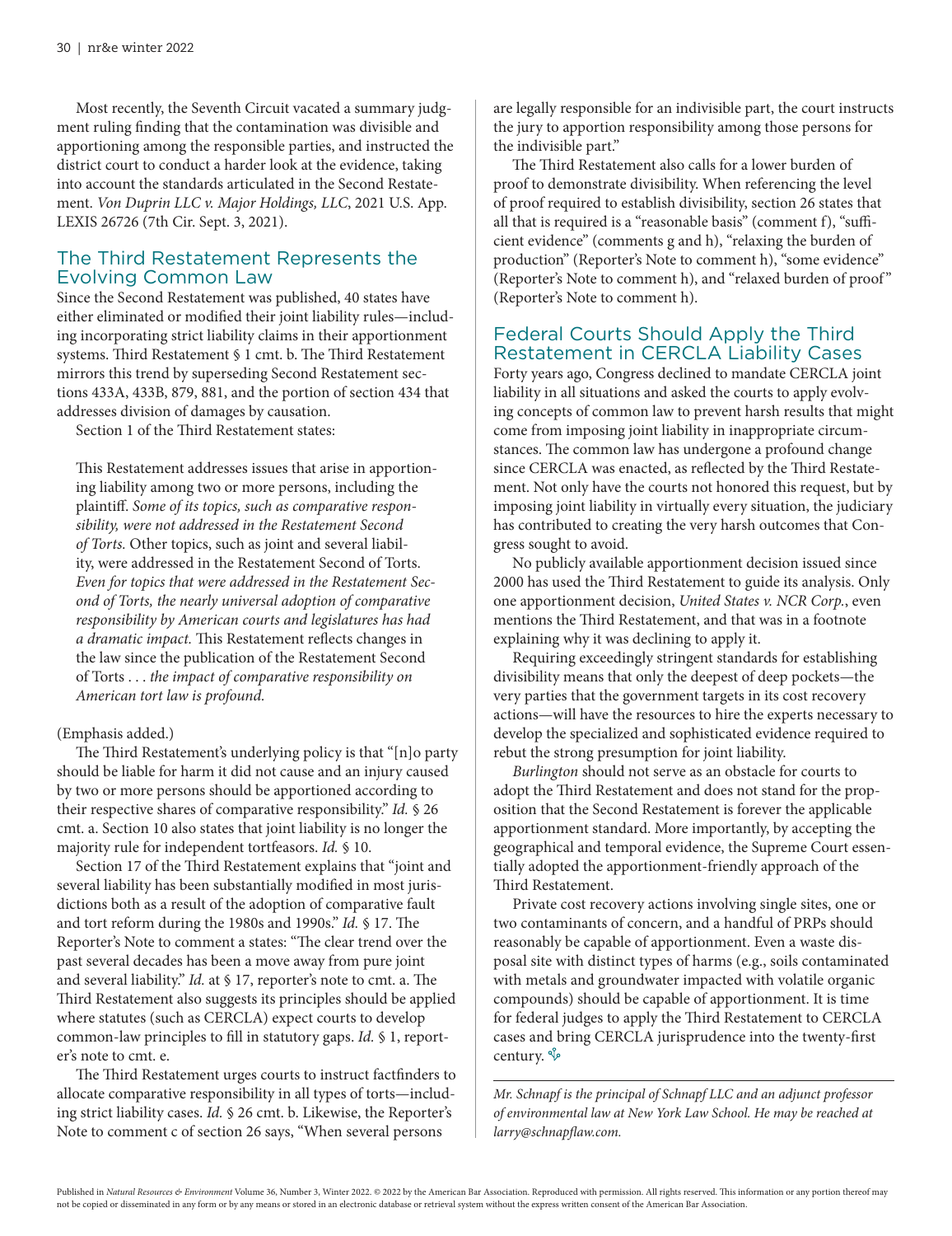Most recently, the Seventh Circuit vacated a summary judgment ruling finding that the contamination was divisible and apportioning among the responsible parties, and instructed the district court to conduct a harder look at the evidence, taking into account the standards articulated in the Second Restatement. *Von Duprin LLC v. Major Holdings, LLC*, 2021 U.S. App. LEXIS 26726 (7th Cir. Sept. 3, 2021).

## The Third Restatement Represents the Evolving Common Law

Since the Second Restatement was published, 40 states have either eliminated or modified their joint liability rules—including incorporating strict liability claims in their apportionment systems. Third Restatement § 1 cmt. b. The Third Restatement mirrors this trend by superseding Second Restatement sections 433A, 433B, 879, 881, and the portion of section 434 that addresses division of damages by causation.

Section 1 of the Third Restatement states:

> This Restatement addresses issues that arise in apportioning liability among two or more persons, including the plaintiff. *Some of its topics, such as comparative responsibility, were not addressed in the Restatement Second of Torts.* Other topics, such as joint and several liability, were addressed in the Restatement Second of Torts. *Even for topics that were addressed in the Restatement Second of Torts, the nearly universal adoption of comparative responsibility by American courts and legislatures has had a dramatic impact.* This Restatement reflects changes in the law since the publication of the Restatement Second of Torts . . . *the impact of comparative responsibility on American tort law is profound.*

(Emphasis added.)

The Third Restatement's underlying policy is that "[n]o party should be liable for harm it did not cause and an injury caused by two or more persons should be apportioned according to their respective shares of comparative responsibility." *Id.* § 26 cmt. a. Section 10 also states that joint liability is no longer the majority rule for independent tortfeasors. *Id.* § 10.

Section 17 of the Third Restatement explains that "joint and several liability has been substantially modified in most jurisdictions both as a result of the adoption of comparative fault and tort reform during the 1980s and 1990s." *Id.* § 17. The Reporter's Note to comment a states: "The clear trend over the past several decades has been a move away from pure joint and several liability." *Id.* at § 17, reporter's note to cmt. a. The Third Restatement also suggests its principles should be applied where statutes (such as CERCLA) expect courts to develop common-law principles to fill in statutory gaps. *Id.* § 1, reporter's note to cmt. e.

The Third Restatement urges courts to instruct factfinders to allocate comparative responsibility in all types of torts—including strict liability cases. *Id.* § 26 cmt. b. Likewise, the Reporter's Note to comment c of section 26 says, "When several persons are legally responsible for an indivisible part, the court instructs the jury to apportion responsibility among those persons for the indivisible part."

The Third Restatement also calls for a lower burden of proof to demonstrate divisibility. When referencing the level of proof required to establish divisibility, section 26 states that all that is required is a "reasonable basis" (comment f), "sufficient evidence" (comments g and h), "relaxing the burden of production" (Reporter's Note to comment h), "some evidence" (Reporter's Note to comment h), and "relaxed burden of proof" (Reporter's Note to comment h).

## Federal Courts Should Apply the Third Restatement in CERCLA Liability Cases

Forty years ago, Congress declined to mandate CERCLA joint liability in all situations and asked the courts to apply evolving concepts of common law to prevent harsh results that might come from imposing joint liability in inappropriate circumstances. The common law has undergone a profound change since CERCLA was enacted, as reflected by the Third Restatement. Not only have the courts not honored this request, but by imposing joint liability in virtually every situation, the judiciary has contributed to creating the very harsh outcomes that Congress sought to avoid.

No publicly available apportionment decision issued since 2000 has used the Third Restatement to guide its analysis. Only one apportionment decision, *United States v. NCR Corp.*, even mentions the Third Restatement, and that was in a footnote explaining why it was declining to apply it.

Requiring exceedingly stringent standards for establishing divisibility means that only the deepest of deep pockets—the very parties that the government targets in its cost recovery actions—will have the resources to hire the experts necessary to develop the specialized and sophisticated evidence required to rebut the strong presumption for joint liability.

*Burlington* should not serve as an obstacle for courts to adopt the Third Restatement and does not stand for the proposition that the Second Restatement is forever the applicable apportionment standard. More importantly, by accepting the geographical and temporal evidence, the Supreme Court essentially adopted the apportionment-friendly approach of the Third Restatement.

Private cost recovery actions involving single sites, one or two contaminants of concern, and a handful of PRPs should reasonably be capable of apportionment. Even a waste disposal site with distinct types of harms (e.g., soils contaminated with metals and groundwater impacted with volatile organic compounds) should be capable of apportionment. It is time for federal judges to apply the Third Restatement to CERCLA cases and bring CERCLA jurisprudence into the twenty-first century.

---

*Mr. Schnapf is the principal of Schnapf LLC and an adjunct professor of environmental law at New York Law School. He may be reached at larry@schnapflaw.com.*

Published in *Natural Resources & Environment* Volume 36, Number 3, Winter 2022. © 2022 by the American Bar Association. Reproduced with permission. All rights reserved. This information or any portion thereof may not be copied or disseminated in any form or by any means or stored in an electronic database or retrieval system without the express written consent of the American Bar Association.